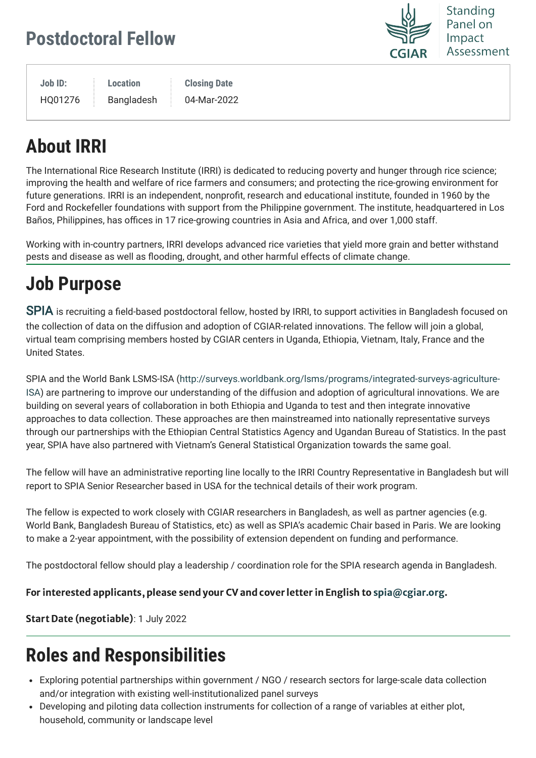# Postdoctoral Fellow

Standing Panel on Impact Assessment

| Job ID: | Location | Closing Date |
| --- | --- | --- |
| HQ01276 | Bangladesh | 04-Mar-2022 |

## About IRRI

The International Rice Research Institute (IRRI) is dedicated to reducing poverty and hunger through rice science; improving the health and welfare of rice farmers and consumers; and protecting the rice-growing environment for future generations. IRRI is an independent, nonprofit, research and educational institute, founded in 1960 by the Ford and Rockefeller foundations with support from the Philippine government. The institute, headquartered in Los Baños, Philippines, has offices in 17 rice-growing countries in Asia and Africa, and over 1,000 staff.

Working with in-country partners, IRRI develops advanced rice varieties that yield more grain and better withstand pests and disease as well as flooding, drought, and other harmful effects of climate change.

## Job Purpose

SPIA is recruiting a field-based postdoctoral fellow, hosted by IRRI, to support activities in Bangladesh focused on the collection of data on the diffusion and adoption of CGIAR-related innovations. The fellow will join a global, virtual team comprising members hosted by CGIAR centers in Uganda, Ethiopia, Vietnam, Italy, France and the United States.

SPIA and the World Bank LSMS-ISA (http://surveys.worldbank.org/lsms/programs/integrated-surveys-agriculture-ISA) are partnering to improve our understanding of the diffusion and adoption of agricultural innovations. We are building on several years of collaboration in both Ethiopia and Uganda to test and then integrate innovative approaches to data collection. These approaches are then mainstreamed into nationally representative surveys through our partnerships with the Ethiopian Central Statistics Agency and Ugandan Bureau of Statistics. In the past year, SPIA have also partnered with Vietnam's General Statistical Organization towards the same goal.

The fellow will have an administrative reporting line locally to the IRRI Country Representative in Bangladesh but will report to SPIA Senior Researcher based in USA for the technical details of their work program.

The fellow is expected to work closely with CGIAR researchers in Bangladesh, as well as partner agencies (e.g. World Bank, Bangladesh Bureau of Statistics, etc) as well as SPIA's academic Chair based in Paris. We are looking to make a 2-year appointment, with the possibility of extension dependent on funding and performance.

The postdoctoral fellow should play a leadership / coordination role for the SPIA research agenda in Bangladesh.

**For interested applicants, please send your CV and cover letter in English to spia@cgiar.org.**

**Start Date (negotiable)**: 1 July 2022

## Roles and Responsibilities

- Exploring potential partnerships within government / NGO / research sectors for large-scale data collection and/or integration with existing well-institutionalized panel surveys
- Developing and piloting data collection instruments for collection of a range of variables at either plot, household, community or landscape level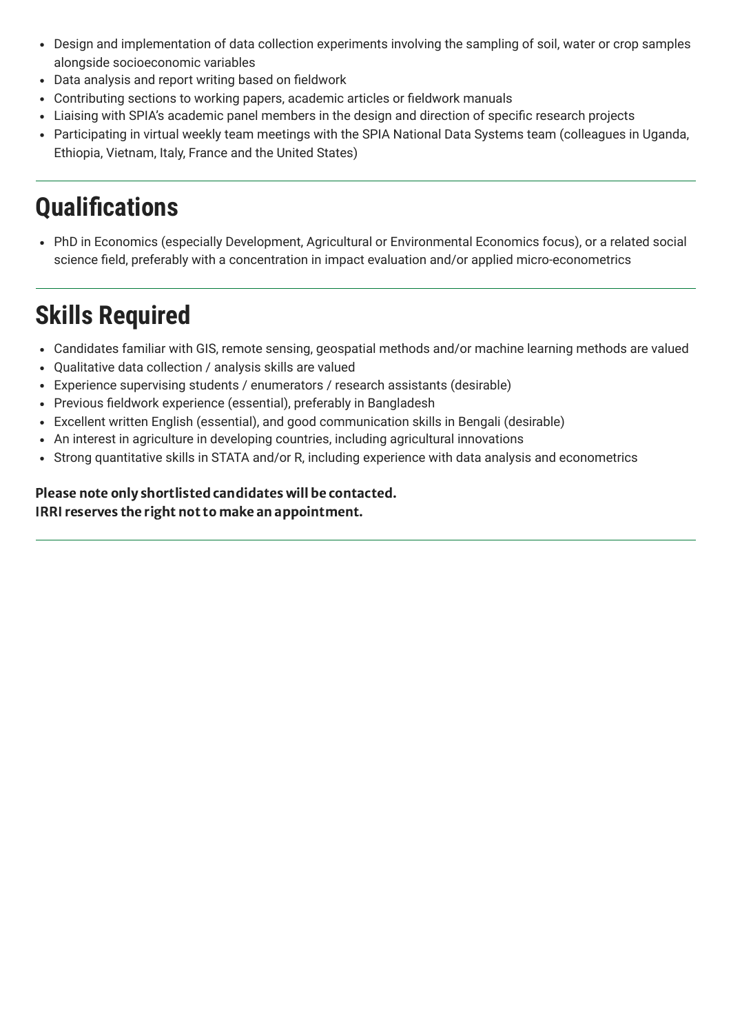- Design and implementation of data collection experiments involving the sampling of soil, water or crop samples alongside socioeconomic variables
- Data analysis and report writing based on fieldwork
- Contributing sections to working papers, academic articles or fieldwork manuals
- Liaising with SPIA's academic panel members in the design and direction of specific research projects
- Participating in virtual weekly team meetings with the SPIA National Data Systems team (colleagues in Uganda, Ethiopia, Vietnam, Italy, France and the United States)

# Qualifications

- PhD in Economics (especially Development, Agricultural or Environmental Economics focus), or a related social science field, preferably with a concentration in impact evaluation and/or applied micro-econometrics

# Skills Required

- Candidates familiar with GIS, remote sensing, geospatial methods and/or machine learning methods are valued
- Qualitative data collection / analysis skills are valued
- Experience supervising students / enumerators / research assistants (desirable)
- Previous fieldwork experience (essential), preferably in Bangladesh
- Excellent written English (essential), and good communication skills in Bengali (desirable)
- An interest in agriculture in developing countries, including agricultural innovations
- Strong quantitative skills in STATA and/or R, including experience with data analysis and econometrics

**Please note only shortlisted candidates will be contacted.**
**IRRI reserves the right not to make an appointment.**